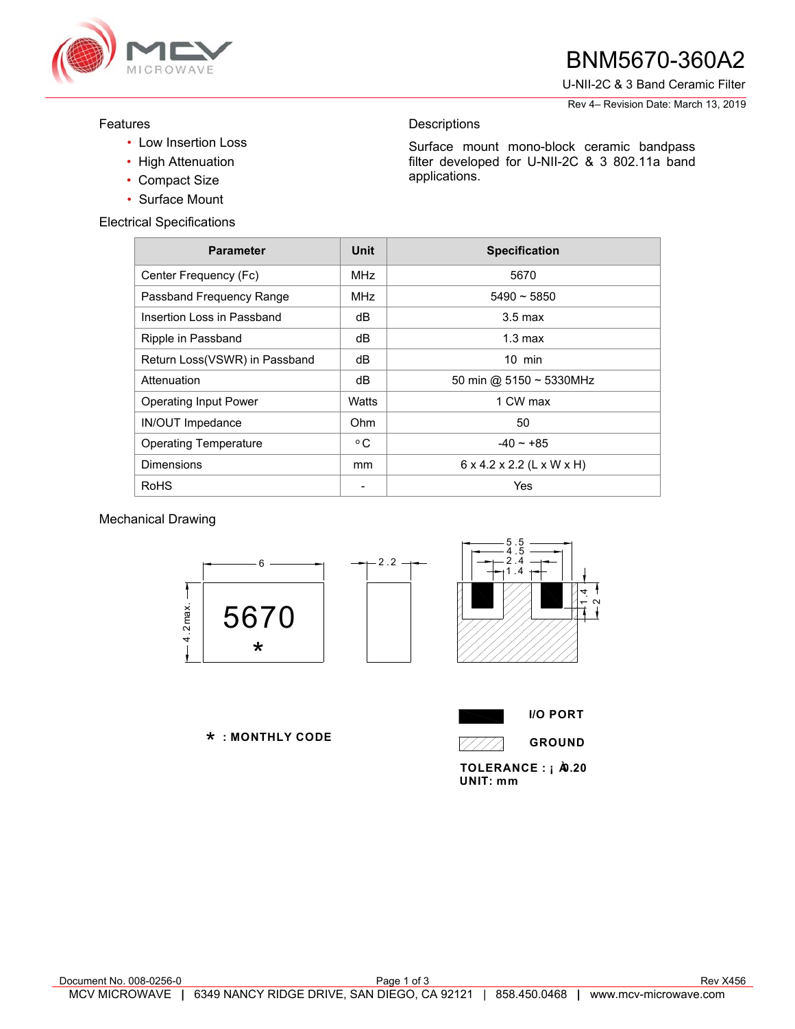# BNM5670-360A2

U-NII-2C & 3 Band Ceramic Filter

Rev 4– Revision Date: March 13, 2019

## Features

- Low Insertion Loss
- High Attenuation
- Compact Size
- Surface Mount

## Descriptions

Surface mount mono-block ceramic bandpass filter developed for U-NII-2C & 3 802.11a band applications.

## Electrical Specifications

| Parameter | Unit | Specification |
|---|---|---|
| Center Frequency (Fc) | MHz | 5670 |
| Passband Frequency Range | MHz | 5490 ~ 5850 |
| Insertion Loss in Passband | dB | 3.5 max |
| Ripple in Passband | dB | 1.3 max |
| Return Loss(VSWR) in Passband | dB | 10 min |
| Attenuation | dB | 50 min @ 5150 ~ 5330MHz |
| Operating Input Power | Watts | 1 CW max |
| IN/OUT Impedance | Ohm | 50 |
| Operating Temperature | °C | -40 ~ +85 |
| Dimensions | mm | 6 x 4.2 x 2.2 (L x W x H) |
| RoHS | - | Yes |

## Mechanical Drawing

6

4.2max.

5670

*

2.2

5.5

4.5

2.4

1.4

1.4

2

* : MONTHLY CODE

I/O PORT

GROUND

TOLERANCE : ¡ À0.20

UNIT: mm

Document No. 008-0256-0

Rev X456

MCV MICROWAVE | 6349 NANCY RIDGE DRIVE, SAN DIEGO, CA 92121 | 858.450.0468 | www.mcv-microwave.com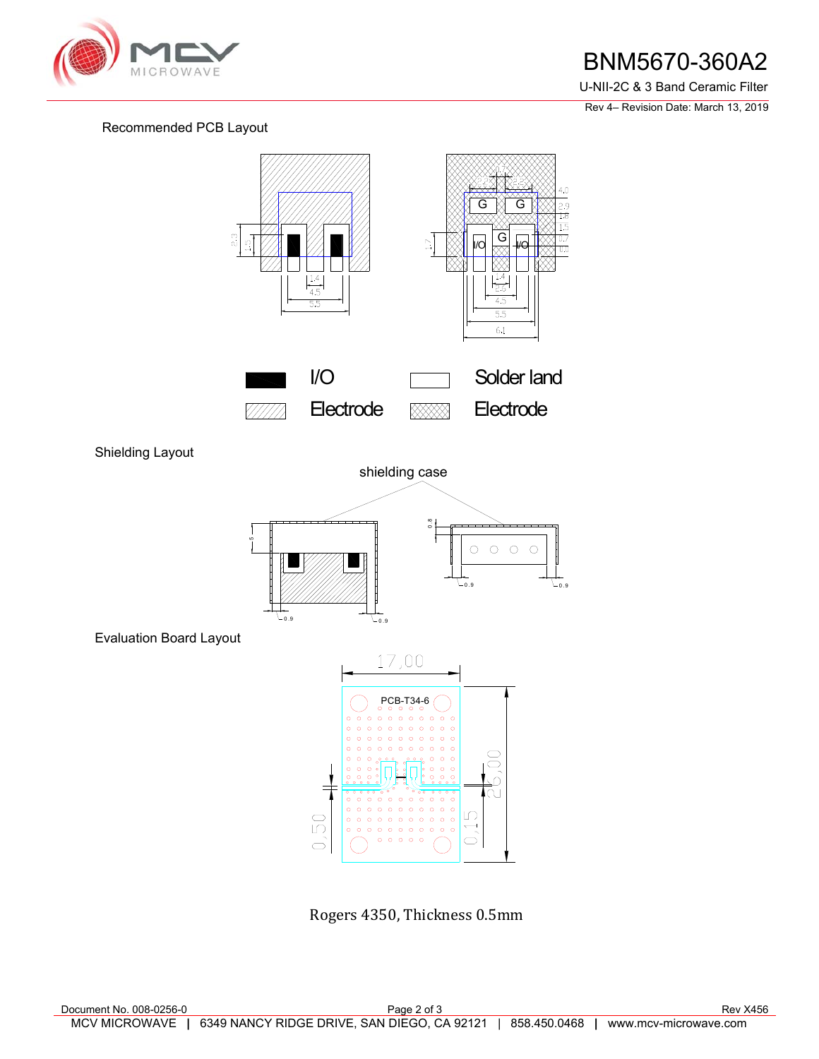Recommended PCB Layout

I/O　　Solder land

Electrode　　Electrode

Shielding Layout

shielding case

Evaluation Board Layout

Rogers 4350, Thickness 0.5mm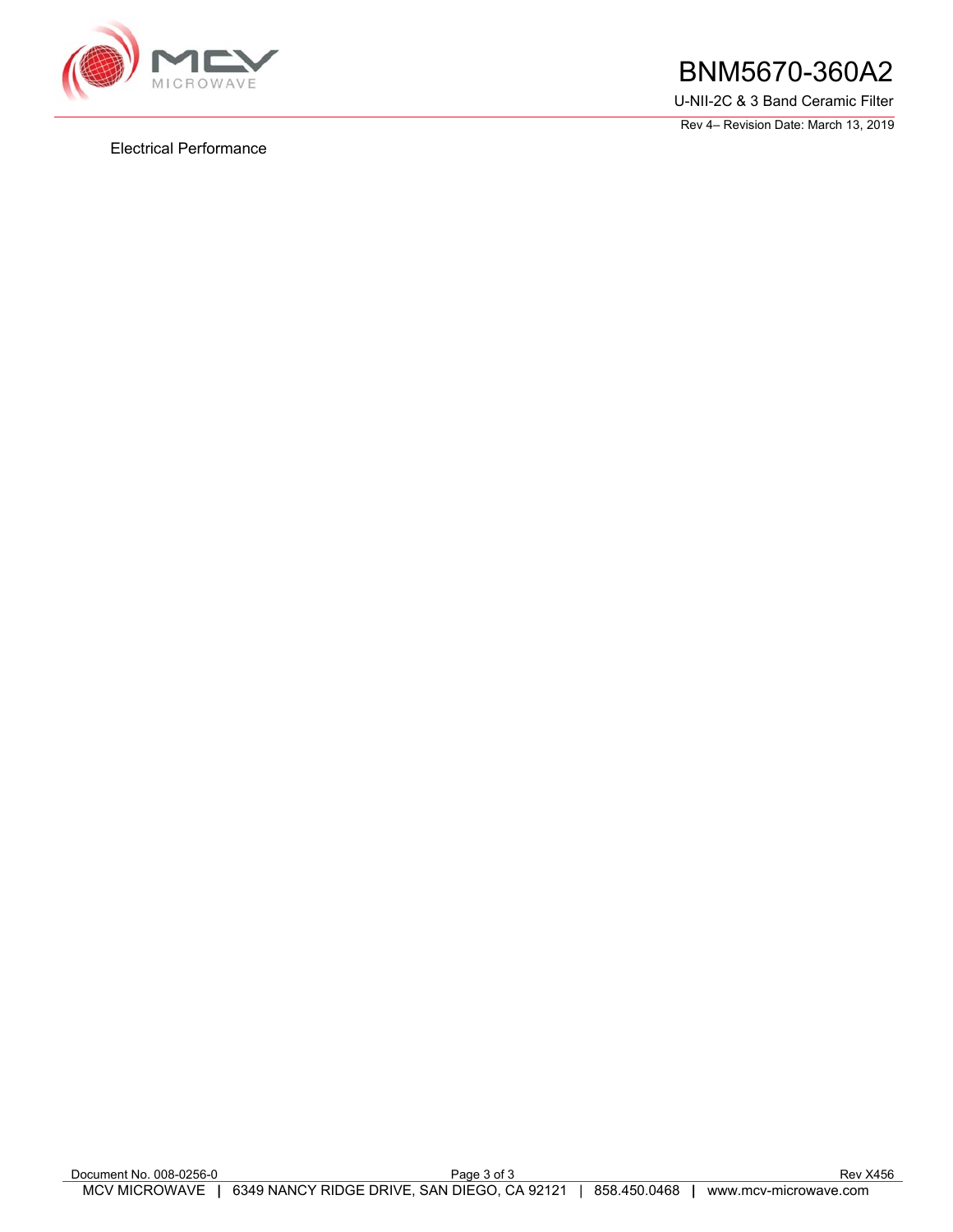Electrical Performance